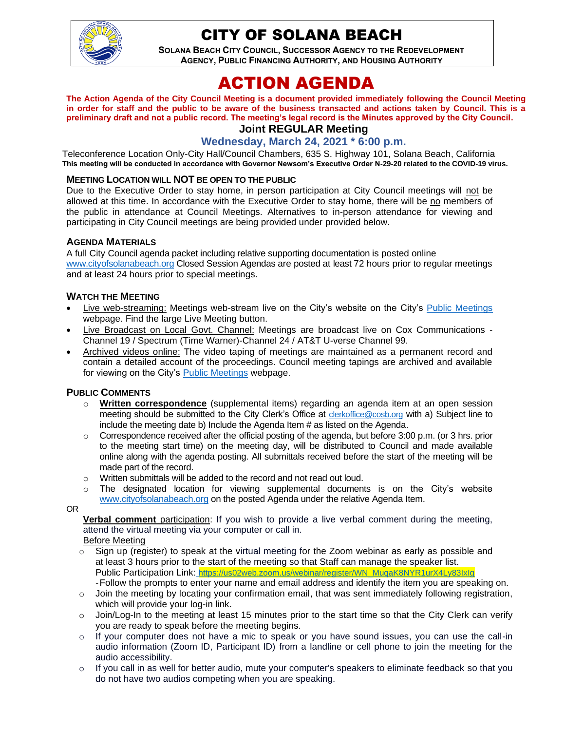# CITY OF SOLANA BEACH

**SOLANA BEACH CITY COUNCIL, SUCCESSOR AGENCY TO THE REDEVELOPMENT AGENCY, PUBLIC FINANCING AUTHORITY, AND HOUSING AUTHORITY**

# ACTION AGENDA

**The Action Agenda of the City Council Meeting is a document provided immediately following the Council Meeting in order for staff and the public to be aware of the business transacted and actions taken by Council. This is a preliminary draft and not a public record. The meeting's legal record is the Minutes approved by the City Council.**

## Joint REGULAR Meeting

### Wednesday, March 24, 2021 * 6:00 p.m.

Teleconference Location Only-City Hall/Council Chambers, 635 S. Highway 101, Solana Beach, California
**This meeting will be conducted in accordance with Governor Newsom's Executive Order N-29-20 related to the COVID-19 virus.**

#### MEETING LOCATION WILL NOT BE OPEN TO THE PUBLIC

Due to the Executive Order to stay home, in person participation at City Council meetings will not be allowed at this time. In accordance with the Executive Order to stay home, there will be no members of the public in attendance at Council Meetings. Alternatives to in-person attendance for viewing and participating in City Council meetings are being provided under provided below.

#### AGENDA MATERIALS

A full City Council agenda packet including relative supporting documentation is posted online www.cityofsolanabeach.org Closed Session Agendas are posted at least 72 hours prior to regular meetings and at least 24 hours prior to special meetings.

#### WATCH THE MEETING

- Live web-streaming: Meetings web-stream live on the City's website on the City's Public Meetings webpage. Find the large Live Meeting button.
- Live Broadcast on Local Govt. Channel: Meetings are broadcast live on Cox Communications - Channel 19 / Spectrum (Time Warner)-Channel 24 / AT&T U-verse Channel 99.
- Archived videos online: The video taping of meetings are maintained as a permanent record and contain a detailed account of the proceedings. Council meeting tapings are archived and available for viewing on the City's Public Meetings webpage.

#### PUBLIC COMMENTS

- **Written correspondence** (supplemental items) regarding an agenda item at an open session meeting should be submitted to the City Clerk's Office at clerkoffice@cosb.org with a) Subject line to include the meeting date b) Include the Agenda Item # as listed on the Agenda.
- Correspondence received after the official posting of the agenda, but before 3:00 p.m. (or 3 hrs. prior to the meeting start time) on the meeting day, will be distributed to Council and made available online along with the agenda posting. All submittals received before the start of the meeting will be made part of the record.
- Written submittals will be added to the record and not read out loud.
- The designated location for viewing supplemental documents is on the City's website www.cityofsolanabeach.org on the posted Agenda under the relative Agenda Item.

OR

**Verbal comment** participation: If you wish to provide a live verbal comment during the meeting, attend the virtual meeting via your computer or call in.

Before Meeting

- Sign up (register) to speak at the virtual meeting for the Zoom webinar as early as possible and at least 3 hours prior to the start of the meeting so that Staff can manage the speaker list.
  Public Participation Link: https://us02web.zoom.us/webinar/register/WN_MuqaK8NYR1urX4Ly83IxIg
  - Follow the prompts to enter your name and email address and identify the item you are speaking on.
- Join the meeting by locating your confirmation email, that was sent immediately following registration, which will provide your log-in link.
- Join/Log-In to the meeting at least 15 minutes prior to the start time so that the City Clerk can verify you are ready to speak before the meeting begins.
- If your computer does not have a mic to speak or you have sound issues, you can use the call-in audio information (Zoom ID, Participant ID) from a landline or cell phone to join the meeting for the audio accessibility.
- If you call in as well for better audio, mute your computer's speakers to eliminate feedback so that you do not have two audios competing when you are speaking.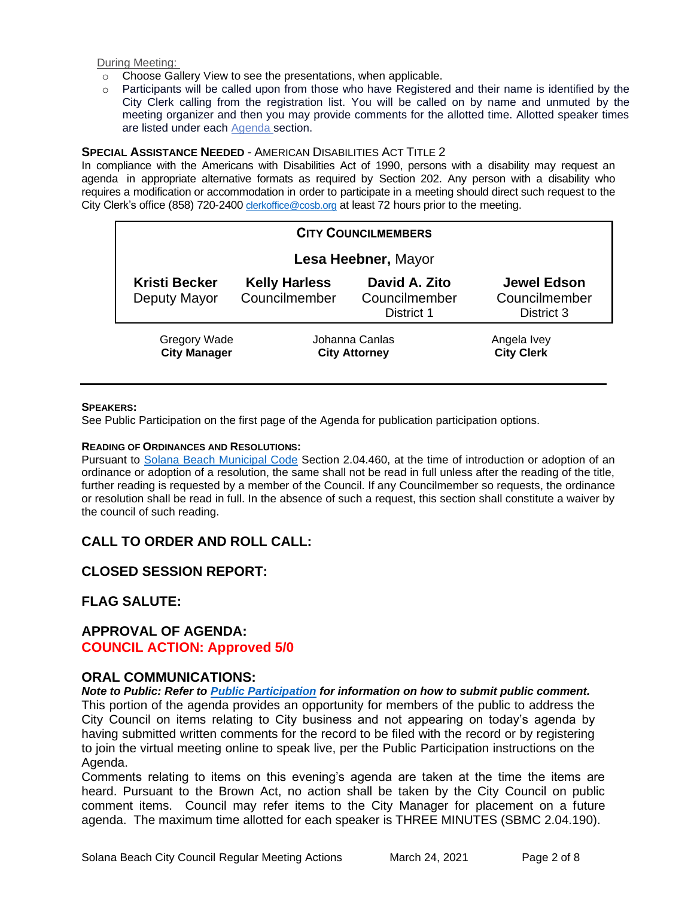During Meeting:

- Choose Gallery View to see the presentations, when applicable.
- Participants will be called upon from those who have Registered and their name is identified by the City Clerk calling from the registration list. You will be called on by name and unmuted by the meeting organizer and then you may provide comments for the allotted time. Allotted speaker times are listed under each Agenda section.

**SPECIAL ASSISTANCE NEEDED** - AMERICAN DISABILITIES ACT TITLE 2

In compliance with the Americans with Disabilities Act of 1990, persons with a disability may request an agenda in appropriate alternative formats as required by Section 202. Any person with a disability who requires a modification or accommodation in order to participate in a meeting should direct such request to the City Clerk's office (858) 720-2400 clerkoffice@cosb.org at least 72 hours prior to the meeting.

| **CITY COUNCILMEMBERS** | | | |
|---|---|---|---|
| **Lesa Heebner,** Mayor | | | |
| **Kristi Becker** Deputy Mayor | **Kelly Harless** Councilmember | **David A. Zito** Councilmember District 1 | **Jewel Edson** Councilmember District 3 |

| Gregory Wade **City Manager** | Johanna Canlas **City Attorney** | Angela Ivey **City Clerk** |
|---|---|---|

**SPEAKERS:**

See Public Participation on the first page of the Agenda for publication participation options.

**READING OF ORDINANCES AND RESOLUTIONS:**

Pursuant to Solana Beach Municipal Code Section 2.04.460, at the time of introduction or adoption of an ordinance or adoption of a resolution, the same shall not be read in full unless after the reading of the title, further reading is requested by a member of the Council. If any Councilmember so requests, the ordinance or resolution shall be read in full. In the absence of such a request, this section shall constitute a waiver by the council of such reading.

## CALL TO ORDER AND ROLL CALL:

## CLOSED SESSION REPORT:

## FLAG SALUTE:

## APPROVAL OF AGENDA:

**COUNCIL ACTION: Approved 5/0**

## ORAL COMMUNICATIONS:

***Note to Public: Refer to Public Participation for information on how to submit public comment.***

This portion of the agenda provides an opportunity for members of the public to address the City Council on items relating to City business and not appearing on today's agenda by having submitted written comments for the record to be filed with the record or by registering to join the virtual meeting online to speak live, per the Public Participation instructions on the Agenda.

Comments relating to items on this evening's agenda are taken at the time the items are heard. Pursuant to the Brown Act, no action shall be taken by the City Council on public comment items. Council may refer items to the City Manager for placement on a future agenda. The maximum time allotted for each speaker is THREE MINUTES (SBMC 2.04.190).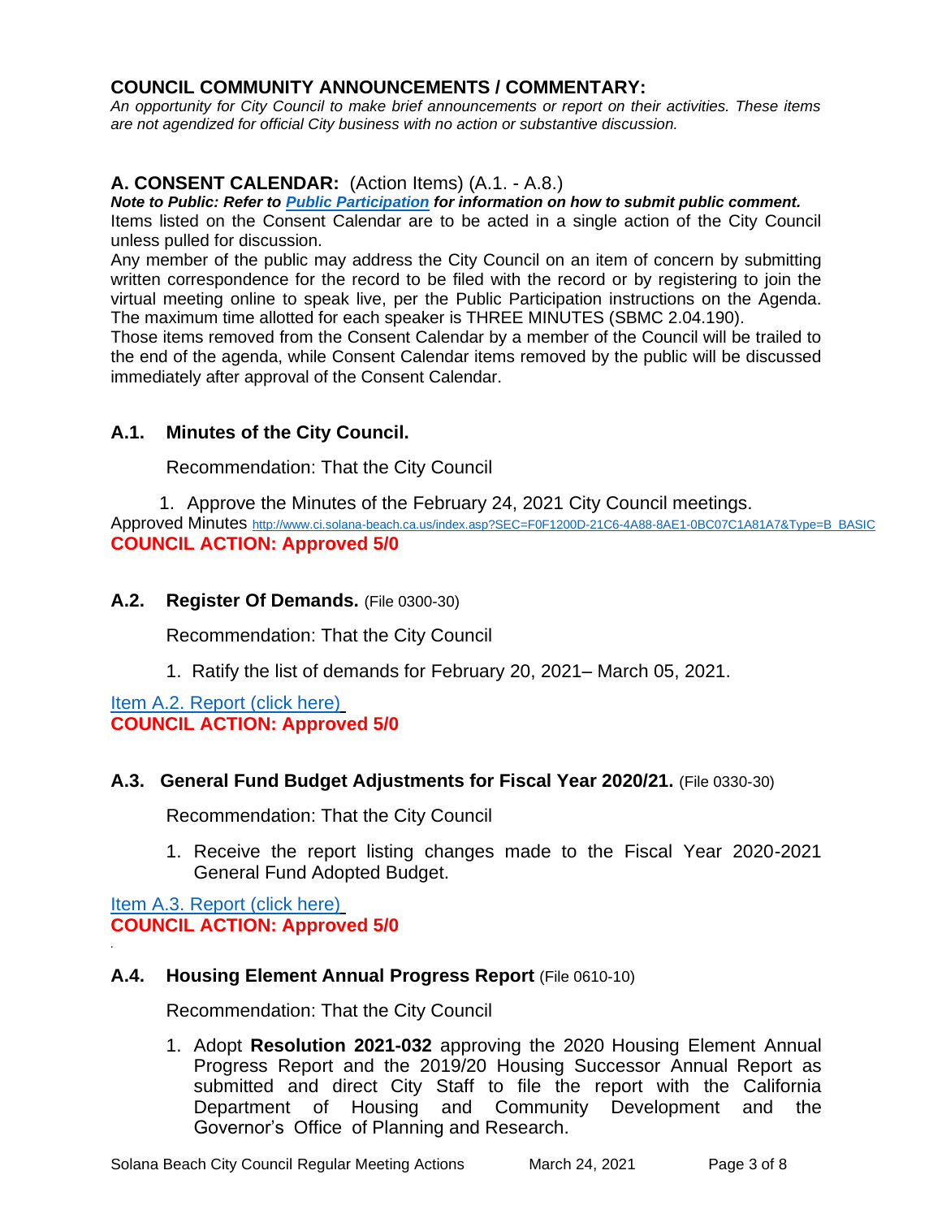## COUNCIL COMMUNITY ANNOUNCEMENTS / COMMENTARY:

*An opportunity for City Council to make brief announcements or report on their activities. These items are not agendized for official City business with no action or substantive discussion.*

## A. CONSENT CALENDAR: (Action Items) (A.1. - A.8.)

***Note to Public: Refer to [Public Participation](#) for information on how to submit public comment.***

Items listed on the Consent Calendar are to be acted in a single action of the City Council unless pulled for discussion.

Any member of the public may address the City Council on an item of concern by submitting written correspondence for the record to be filed with the record or by registering to join the virtual meeting online to speak live, per the Public Participation instructions on the Agenda. The maximum time allotted for each speaker is THREE MINUTES (SBMC 2.04.190).

Those items removed from the Consent Calendar by a member of the Council will be trailed to the end of the agenda, while Consent Calendar items removed by the public will be discussed immediately after approval of the Consent Calendar.

### A.1. Minutes of the City Council.

Recommendation: That the City Council

1. Approve the Minutes of the February 24, 2021 City Council meetings.

Approved Minutes [http://www.ci.solana-beach.ca.us/index.asp?SEC=F0F1200D-21C6-4A88-8AE1-0BC07C1A81A7&Type=B_BASIC](http://www.ci.solana-beach.ca.us/index.asp?SEC=F0F1200D-21C6-4A88-8AE1-0BC07C1A81A7&Type=B_BASIC)

**COUNCIL ACTION: Approved 5/0**

### A.2. Register Of Demands. (File 0300-30)

Recommendation: That the City Council

1. Ratify the list of demands for February 20, 2021– March 05, 2021.

[Item A.2. Report (click here)](#)

**COUNCIL ACTION: Approved 5/0**

### A.3. General Fund Budget Adjustments for Fiscal Year 2020/21. (File 0330-30)

Recommendation: That the City Council

1. Receive the report listing changes made to the Fiscal Year 2020-2021 General Fund Adopted Budget.

[Item A.3. Report (click here)](#)

**COUNCIL ACTION: Approved 5/0**

### A.4. Housing Element Annual Progress Report (File 0610-10)

Recommendation: That the City Council

1. Adopt **Resolution 2021-032** approving the 2020 Housing Element Annual Progress Report and the 2019/20 Housing Successor Annual Report as submitted and direct City Staff to file the report with the California Department of Housing and Community Development and the Governor's Office of Planning and Research.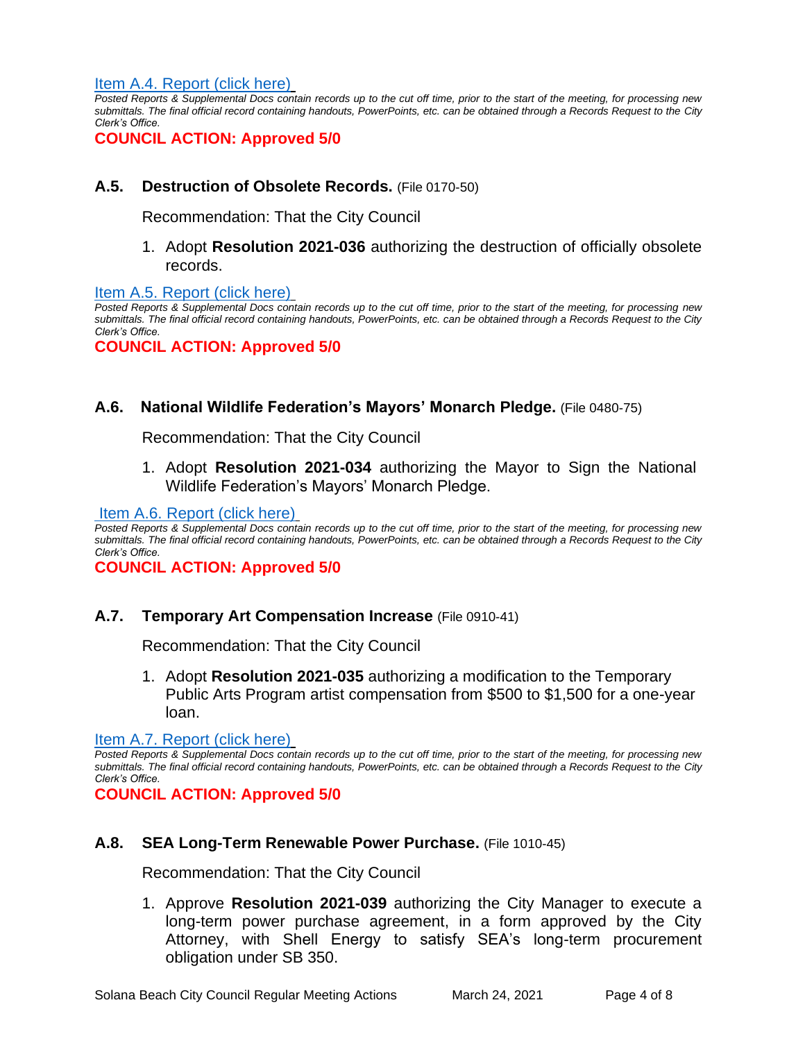[Item A.4. Report (click here)](#)

*Posted Reports & Supplemental Docs contain records up to the cut off time, prior to the start of the meeting, for processing new submittals. The final official record containing handouts, PowerPoints, etc. can be obtained through a Records Request to the City Clerk's Office.*

**COUNCIL ACTION: Approved 5/0**

### A.5. Destruction of Obsolete Records. (File 0170-50)

Recommendation: That the City Council

1. Adopt **Resolution 2021-036** authorizing the destruction of officially obsolete records.

[Item A.5. Report (click here)](#)

*Posted Reports & Supplemental Docs contain records up to the cut off time, prior to the start of the meeting, for processing new submittals. The final official record containing handouts, PowerPoints, etc. can be obtained through a Records Request to the City Clerk's Office.*

**COUNCIL ACTION: Approved 5/0**

### A.6. National Wildlife Federation's Mayors' Monarch Pledge. (File 0480-75)

Recommendation: That the City Council

1. Adopt **Resolution 2021-034** authorizing the Mayor to Sign the National Wildlife Federation's Mayors' Monarch Pledge.

[Item A.6. Report (click here)](#)

*Posted Reports & Supplemental Docs contain records up to the cut off time, prior to the start of the meeting, for processing new submittals. The final official record containing handouts, PowerPoints, etc. can be obtained through a Records Request to the City Clerk's Office.*

**COUNCIL ACTION: Approved 5/0**

### A.7. Temporary Art Compensation Increase (File 0910-41)

Recommendation: That the City Council

1. Adopt **Resolution 2021-035** authorizing a modification to the Temporary Public Arts Program artist compensation from $500 to $1,500 for a one-year loan.

[Item A.7. Report (click here)](#)

*Posted Reports & Supplemental Docs contain records up to the cut off time, prior to the start of the meeting, for processing new submittals. The final official record containing handouts, PowerPoints, etc. can be obtained through a Records Request to the City Clerk's Office.*

**COUNCIL ACTION: Approved 5/0**

### A.8. SEA Long-Term Renewable Power Purchase. (File 1010-45)

Recommendation: That the City Council

1. Approve **Resolution 2021-039** authorizing the City Manager to execute a long-term power purchase agreement, in a form approved by the City Attorney, with Shell Energy to satisfy SEA's long-term procurement obligation under SB 350.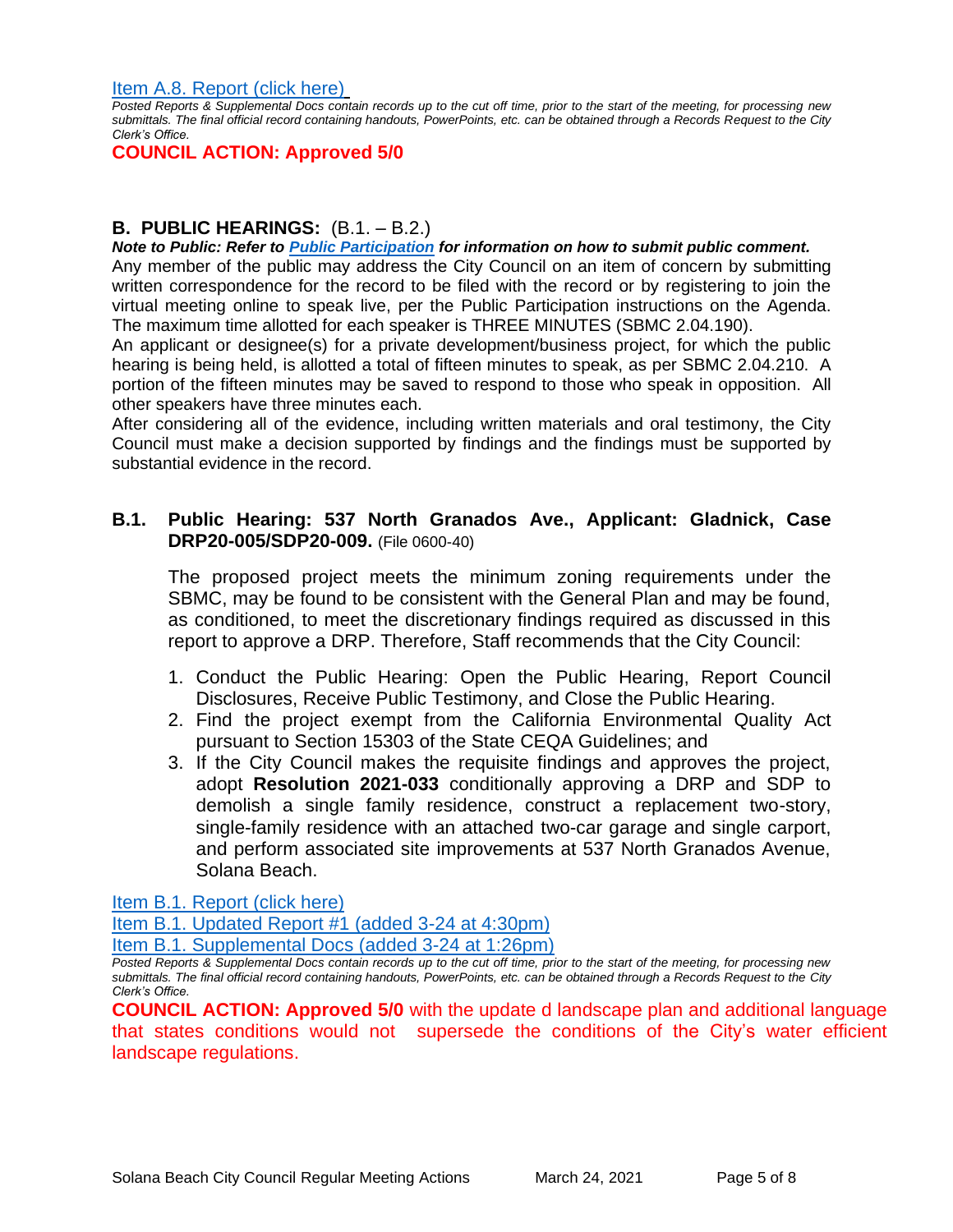[Item A.8. Report (click here)](#)

*Posted Reports & Supplemental Docs contain records up to the cut off time, prior to the start of the meeting, for processing new submittals. The final official record containing handouts, PowerPoints, etc. can be obtained through a Records Request to the City Clerk's Office.*

**COUNCIL ACTION: Approved 5/0**

## B. PUBLIC HEARINGS: (B.1. – B.2.)

***Note to Public: Refer to [Public Participation](#) for information on how to submit public comment.***

Any member of the public may address the City Council on an item of concern by submitting written correspondence for the record to be filed with the record or by registering to join the virtual meeting online to speak live, per the Public Participation instructions on the Agenda. The maximum time allotted for each speaker is THREE MINUTES (SBMC 2.04.190).

An applicant or designee(s) for a private development/business project, for which the public hearing is being held, is allotted a total of fifteen minutes to speak, as per SBMC 2.04.210. A portion of the fifteen minutes may be saved to respond to those who speak in opposition. All other speakers have three minutes each.

After considering all of the evidence, including written materials and oral testimony, the City Council must make a decision supported by findings and the findings must be supported by substantial evidence in the record.

### B.1. Public Hearing: 537 North Granados Ave., Applicant: Gladnick, Case DRP20-005/SDP20-009. (File 0600-40)

The proposed project meets the minimum zoning requirements under the SBMC, may be found to be consistent with the General Plan and may be found, as conditioned, to meet the discretionary findings required as discussed in this report to approve a DRP. Therefore, Staff recommends that the City Council:

1. Conduct the Public Hearing: Open the Public Hearing, Report Council Disclosures, Receive Public Testimony, and Close the Public Hearing.
2. Find the project exempt from the California Environmental Quality Act pursuant to Section 15303 of the State CEQA Guidelines; and
3. If the City Council makes the requisite findings and approves the project, adopt **Resolution 2021-033** conditionally approving a DRP and SDP to demolish a single family residence, construct a replacement two-story, single-family residence with an attached two-car garage and single carport, and perform associated site improvements at 537 North Granados Avenue, Solana Beach.

[Item B.1. Report (click here)](#)

[Item B.1. Updated Report #1 (added 3-24 at 4:30pm)](#)

[Item B.1. Supplemental Docs (added 3-24 at 1:26pm)](#)

*Posted Reports & Supplemental Docs contain records up to the cut off time, prior to the start of the meeting, for processing new submittals. The final official record containing handouts, PowerPoints, etc. can be obtained through a Records Request to the City Clerk's Office.*

**COUNCIL ACTION: Approved 5/0** with the update d landscape plan and additional language that states conditions would not supersede the conditions of the City's water efficient landscape regulations.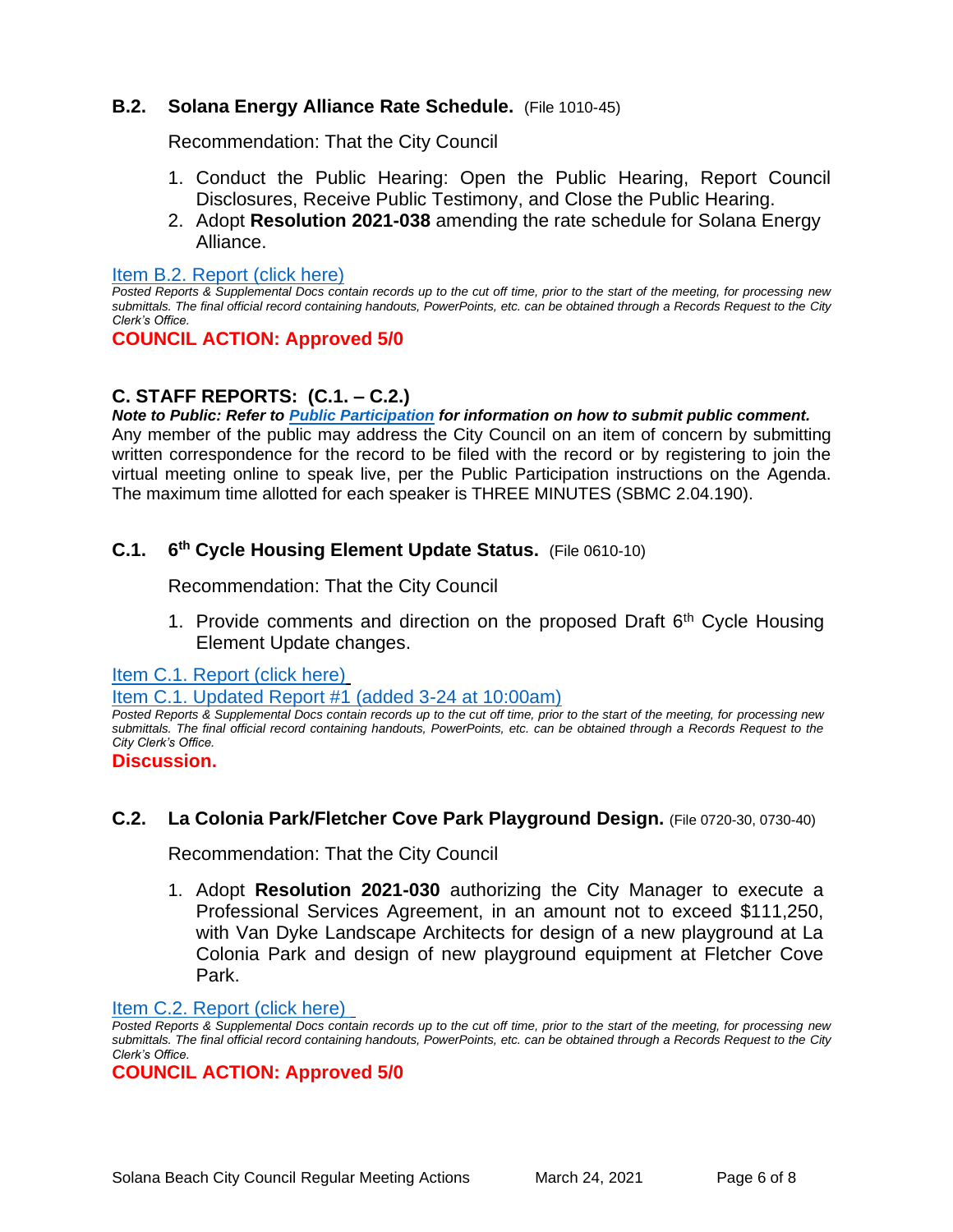### **B.2. Solana Energy Alliance Rate Schedule.** (File 1010-45)

Recommendation: That the City Council

1. Conduct the Public Hearing: Open the Public Hearing, Report Council Disclosures, Receive Public Testimony, and Close the Public Hearing.
2. Adopt **Resolution 2021-038** amending the rate schedule for Solana Energy Alliance.

Item B.2. Report (click here)

*Posted Reports & Supplemental Docs contain records up to the cut off time, prior to the start of the meeting, for processing new submittals. The final official record containing handouts, PowerPoints, etc. can be obtained through a Records Request to the City Clerk's Office.*

**COUNCIL ACTION: Approved 5/0**

## **C. STAFF REPORTS: (C.1. – C.2.)**

***Note to Public: Refer to Public Participation for information on how to submit public comment.***

Any member of the public may address the City Council on an item of concern by submitting written correspondence for the record to be filed with the record or by registering to join the virtual meeting online to speak live, per the Public Participation instructions on the Agenda. The maximum time allotted for each speaker is THREE MINUTES (SBMC 2.04.190).

### **C.1. 6th Cycle Housing Element Update Status.** (File 0610-10)

Recommendation: That the City Council

1. Provide comments and direction on the proposed Draft 6th Cycle Housing Element Update changes.

Item C.1. Report (click here)

Item C.1. Updated Report #1 (added 3-24 at 10:00am)

*Posted Reports & Supplemental Docs contain records up to the cut off time, prior to the start of the meeting, for processing new submittals. The final official record containing handouts, PowerPoints, etc. can be obtained through a Records Request to the City Clerk's Office.*

**Discussion.**

### **C.2. La Colonia Park/Fletcher Cove Park Playground Design.** (File 0720-30, 0730-40)

Recommendation: That the City Council

1. Adopt **Resolution 2021-030** authorizing the City Manager to execute a Professional Services Agreement, in an amount not to exceed $111,250, with Van Dyke Landscape Architects for design of a new playground at La Colonia Park and design of new playground equipment at Fletcher Cove Park.

Item C.2. Report (click here)

*Posted Reports & Supplemental Docs contain records up to the cut off time, prior to the start of the meeting, for processing new submittals. The final official record containing handouts, PowerPoints, etc. can be obtained through a Records Request to the City Clerk's Office.*

**COUNCIL ACTION: Approved 5/0**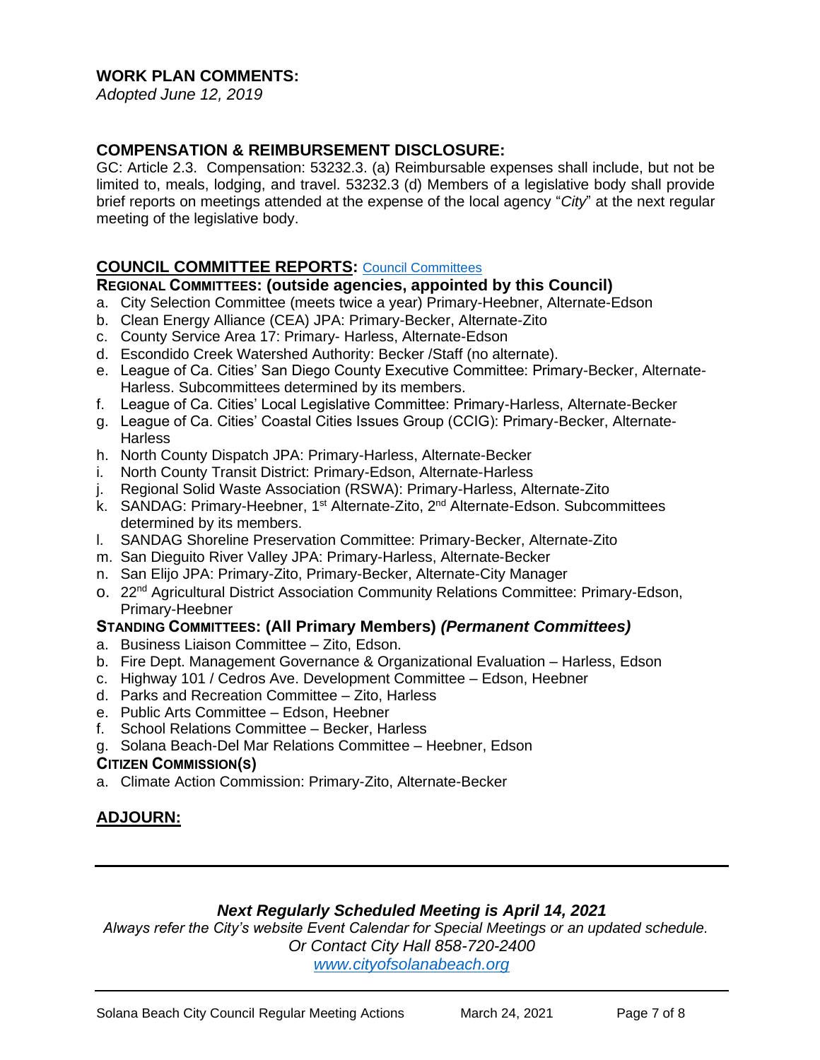## WORK PLAN COMMENTS:

*Adopted June 12, 2019*

## COMPENSATION & REIMBURSEMENT DISCLOSURE:

GC: Article 2.3. Compensation: 53232.3. (a) Reimbursable expenses shall include, but not be limited to, meals, lodging, and travel. 53232.3 (d) Members of a legislative body shall provide brief reports on meetings attended at the expense of the local agency "*City*" at the next regular meeting of the legislative body.

## COUNCIL COMMITTEE REPORTS: [Council Committees]

### REGIONAL COMMITTEES: (outside agencies, appointed by this Council)

a. City Selection Committee (meets twice a year) Primary-Heebner, Alternate-Edson
b. Clean Energy Alliance (CEA) JPA: Primary-Becker, Alternate-Zito
c. County Service Area 17: Primary- Harless, Alternate-Edson
d. Escondido Creek Watershed Authority: Becker /Staff (no alternate).
e. League of Ca. Cities' San Diego County Executive Committee: Primary-Becker, Alternate-Harless. Subcommittees determined by its members.
f. League of Ca. Cities' Local Legislative Committee: Primary-Harless, Alternate-Becker
g. League of Ca. Cities' Coastal Cities Issues Group (CCIG): Primary-Becker, Alternate-Harless
h. North County Dispatch JPA: Primary-Harless, Alternate-Becker
i. North County Transit District: Primary-Edson, Alternate-Harless
j. Regional Solid Waste Association (RSWA): Primary-Harless, Alternate-Zito
k. SANDAG: Primary-Heebner, 1st Alternate-Zito, 2nd Alternate-Edson. Subcommittees determined by its members.
l. SANDAG Shoreline Preservation Committee: Primary-Becker, Alternate-Zito
m. San Dieguito River Valley JPA: Primary-Harless, Alternate-Becker
n. San Elijo JPA: Primary-Zito, Primary-Becker, Alternate-City Manager
o. 22nd Agricultural District Association Community Relations Committee: Primary-Edson, Primary-Heebner

### STANDING COMMITTEES: (All Primary Members) *(Permanent Committees)*

a. Business Liaison Committee – Zito, Edson.
b. Fire Dept. Management Governance & Organizational Evaluation – Harless, Edson
c. Highway 101 / Cedros Ave. Development Committee – Edson, Heebner
d. Parks and Recreation Committee – Zito, Harless
e. Public Arts Committee – Edson, Heebner
f. School Relations Committee – Becker, Harless
g. Solana Beach-Del Mar Relations Committee – Heebner, Edson

### CITIZEN COMMISSION(S)

a. Climate Action Commission: Primary-Zito, Alternate-Becker

## ADJOURN:

---

***Next Regularly Scheduled Meeting is April 14, 2021***

*Always refer the City's website Event Calendar for Special Meetings or an updated schedule.*
*Or Contact City Hall 858-720-2400*
*[www.cityofsolanabeach.org]*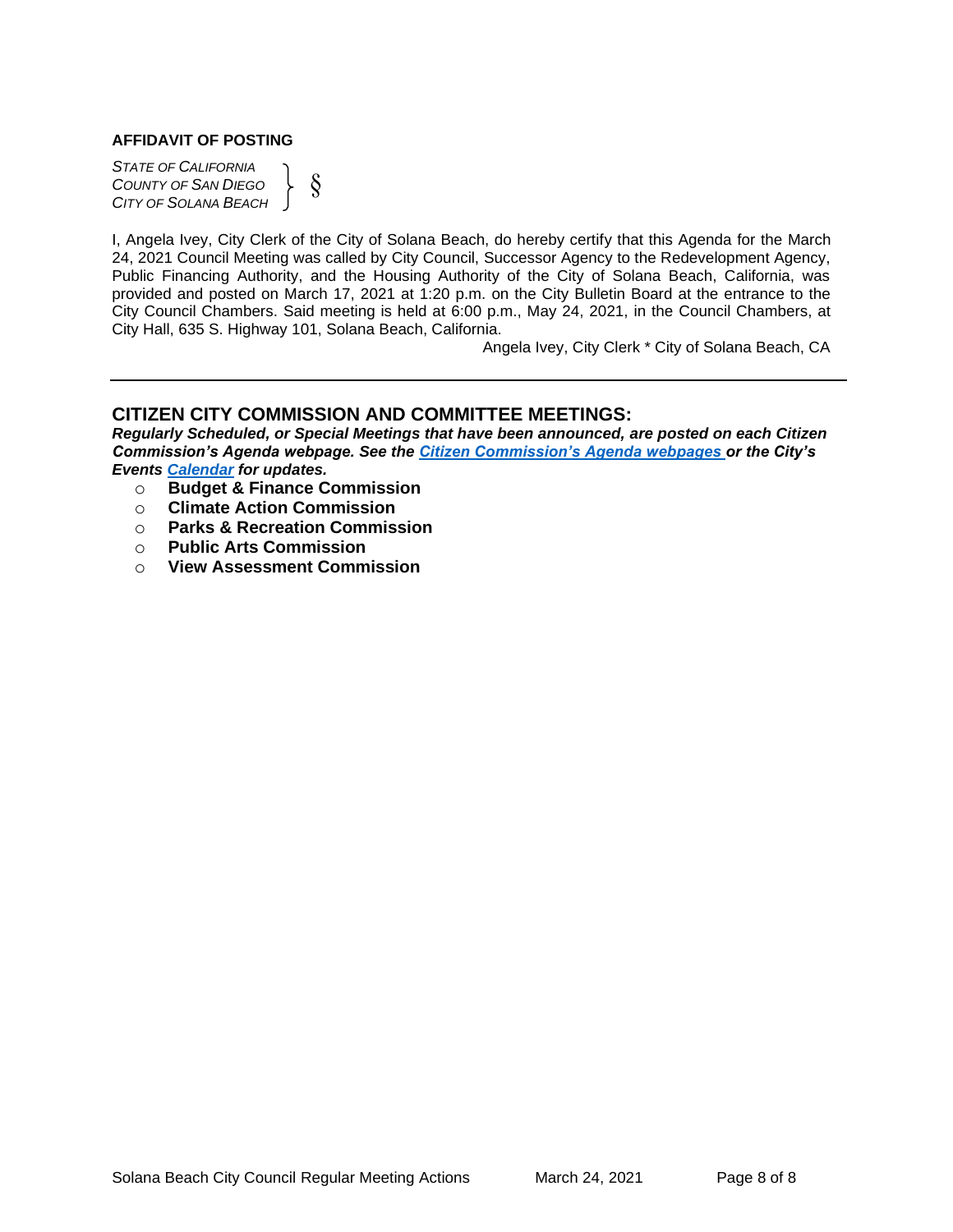**AFFIDAVIT OF POSTING**

*STATE OF CALIFORNIA*
*COUNTY OF SAN DIEGO* } §
*CITY OF SOLANA BEACH*

I, Angela Ivey, City Clerk of the City of Solana Beach, do hereby certify that this Agenda for the March 24, 2021 Council Meeting was called by City Council, Successor Agency to the Redevelopment Agency, Public Financing Authority, and the Housing Authority of the City of Solana Beach, California, was provided and posted on March 17, 2021 at 1:20 p.m. on the City Bulletin Board at the entrance to the City Council Chambers. Said meeting is held at 6:00 p.m., May 24, 2021, in the Council Chambers, at City Hall, 635 S. Highway 101, Solana Beach, California.

Angela Ivey, City Clerk * City of Solana Beach, CA

---

## CITIZEN CITY COMMISSION AND COMMITTEE MEETINGS:

***Regularly Scheduled, or Special Meetings that have been announced, are posted on each Citizen Commission's Agenda webpage. See the Citizen Commission's Agenda webpages or the City's Events Calendar for updates.***

- **Budget & Finance Commission**
- **Climate Action Commission**
- **Parks & Recreation Commission**
- **Public Arts Commission**
- **View Assessment Commission**